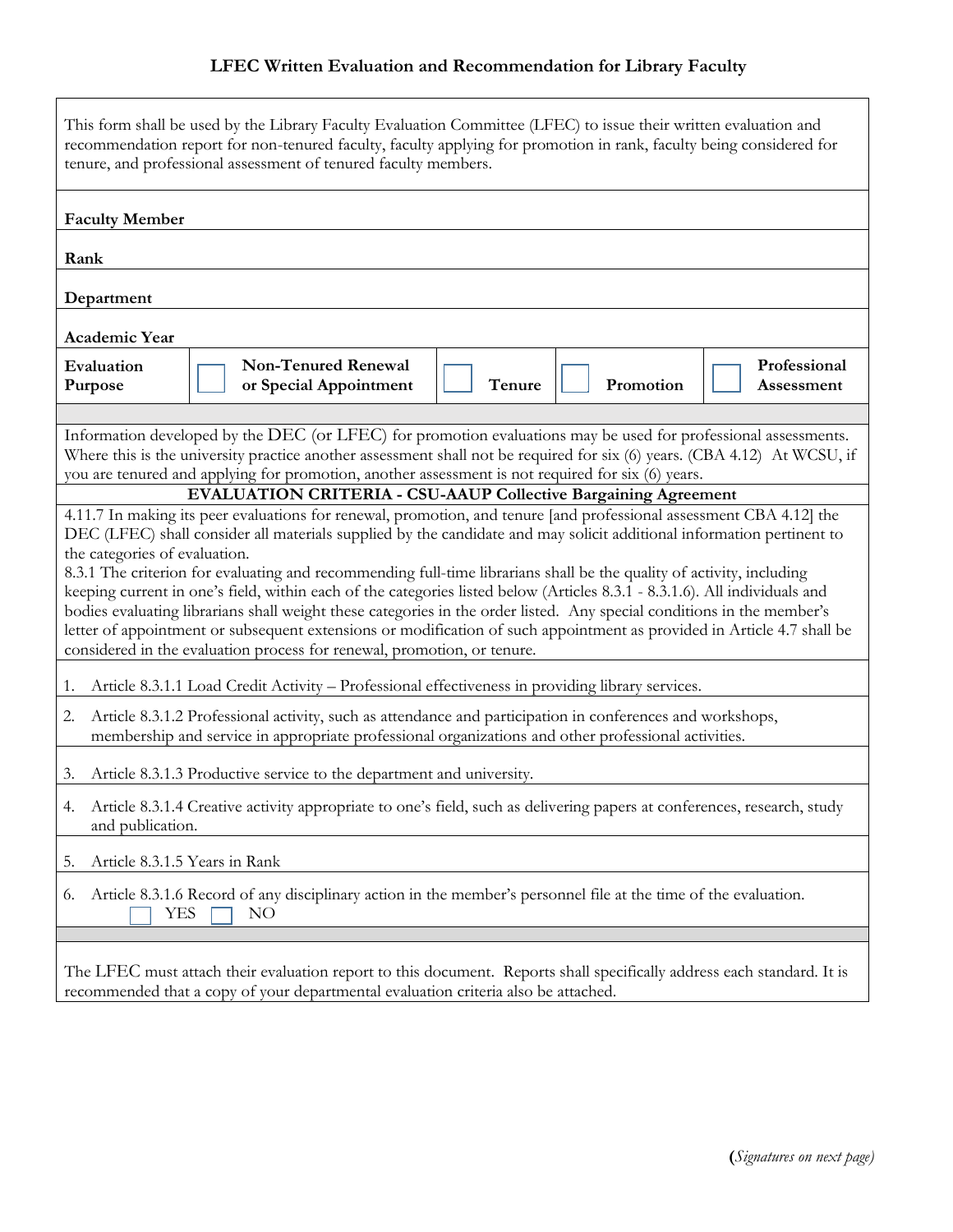# LFEC Written Evaluation and Recommendation for Library Faculty

This form shall be used by the Library Faculty Evaluation Committee (LFEC) to issue their written evaluation and recommendation report for non-tenured faculty, faculty applying for promotion in rank, faculty being considered for tenure, and professional assessment of tenured faculty members.

**Faculty Member**

**Rank**

**Department**

**Academic Year**

| **Evaluation Purpose** | ☐ **Non-Tenured Renewal or Special Appointment** | ☐ **Tenure** | ☐ **Promotion** | ☐ **Professional Assessment** |
|---|---|---|---|---|

Information developed by the DEC (or LFEC) for promotion evaluations may be used for professional assessments. Where this is the university practice another assessment shall not be required for six (6) years. (CBA 4.12) At WCSU, if you are tenured and applying for promotion, another assessment is not required for six (6) years.

**EVALUATION CRITERIA - CSU-AAUP Collective Bargaining Agreement**

4.11.7 In making its peer evaluations for renewal, promotion, and tenure [and professional assessment CBA 4.12] the DEC (LFEC) shall consider all materials supplied by the candidate and may solicit additional information pertinent to the categories of evaluation.

8.3.1 The criterion for evaluating and recommending full-time librarians shall be the quality of activity, including keeping current in one's field, within each of the categories listed below (Articles 8.3.1 - 8.3.1.6). All individuals and bodies evaluating librarians shall weight these categories in the order listed. Any special conditions in the member's letter of appointment or subsequent extensions or modification of such appointment as provided in Article 4.7 shall be considered in the evaluation process for renewal, promotion, or tenure.

1. Article 8.3.1.1 Load Credit Activity – Professional effectiveness in providing library services.
2. Article 8.3.1.2 Professional activity, such as attendance and participation in conferences and workshops, membership and service in appropriate professional organizations and other professional activities.
3. Article 8.3.1.3 Productive service to the department and university.
4. Article 8.3.1.4 Creative activity appropriate to one's field, such as delivering papers at conferences, research, study and publication.
5. Article 8.3.1.5 Years in Rank
6. Article 8.3.1.6 Record of any disciplinary action in the member's personnel file at the time of the evaluation.
   ☐ YES ☐ NO

The LFEC must attach their evaluation report to this document. Reports shall specifically address each standard. It is recommended that a copy of your departmental evaluation criteria also be attached.

(*Signatures on next page*)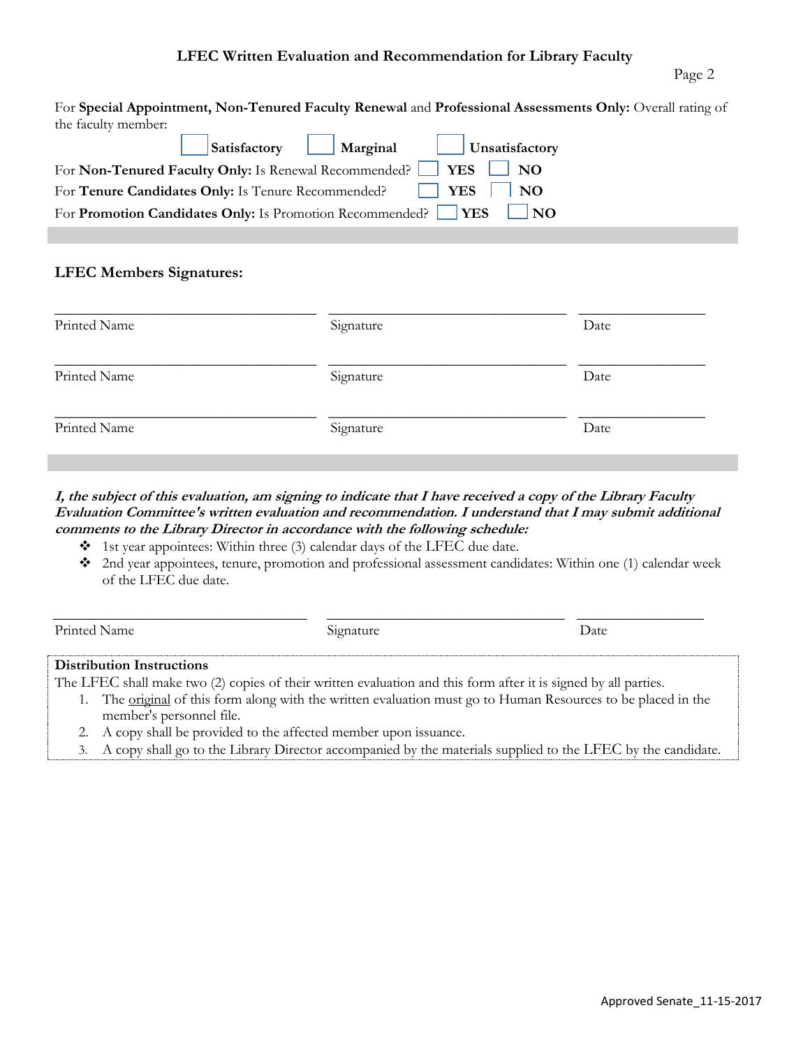For **Special Appointment, Non-Tenured Faculty Renewal** and **Professional Assessments Only:** Overall rating of the faculty member:

☐ **Satisfactory** ☐ **Marginal** ☐ **Unsatisfactory**

For **Non-Tenured Faculty Only:** Is Renewal Recommended? ☐ **YES** ☐ **NO**

For **Tenure Candidates Only:** Is Tenure Recommended? ☐ **YES** ☐ **NO**

For **Promotion Candidates Only:** Is Promotion Recommended? ☐ **YES** ☐ **NO**

## LFEC Members Signatures:

| | | |
|---|---|---|
| ______________________ | ______________________ | ____________ |
| Printed Name | Signature | Date |
| ______________________ | ______________________ | ____________ |
| Printed Name | Signature | Date |
| ______________________ | ______________________ | ____________ |
| Printed Name | Signature | Date |

***I, the subject of this evaluation, am signing to indicate that I have received a copy of the Library Faculty Evaluation Committee's written evaluation and recommendation. I understand that I may submit additional comments to the Library Director in accordance with the following schedule:***

- 1st year appointees: Within three (3) calendar days of the LFEC due date.
- 2nd year appointees, tenure, promotion and professional assessment candidates: Within one (1) calendar week of the LFEC due date.

| | | |
|---|---|---|
| ______________________ | ______________________ | ____________ |
| Printed Name | Signature | Date |

**Distribution Instructions**

The LFEC shall make two (2) copies of their written evaluation and this form after it is signed by all parties.

1. The original of this form along with the written evaluation must go to Human Resources to be placed in the member's personnel file.
2. A copy shall be provided to the affected member upon issuance.
3. A copy shall go to the Library Director accompanied by the materials supplied to the LFEC by the candidate.

Approved Senate_11-15-2017